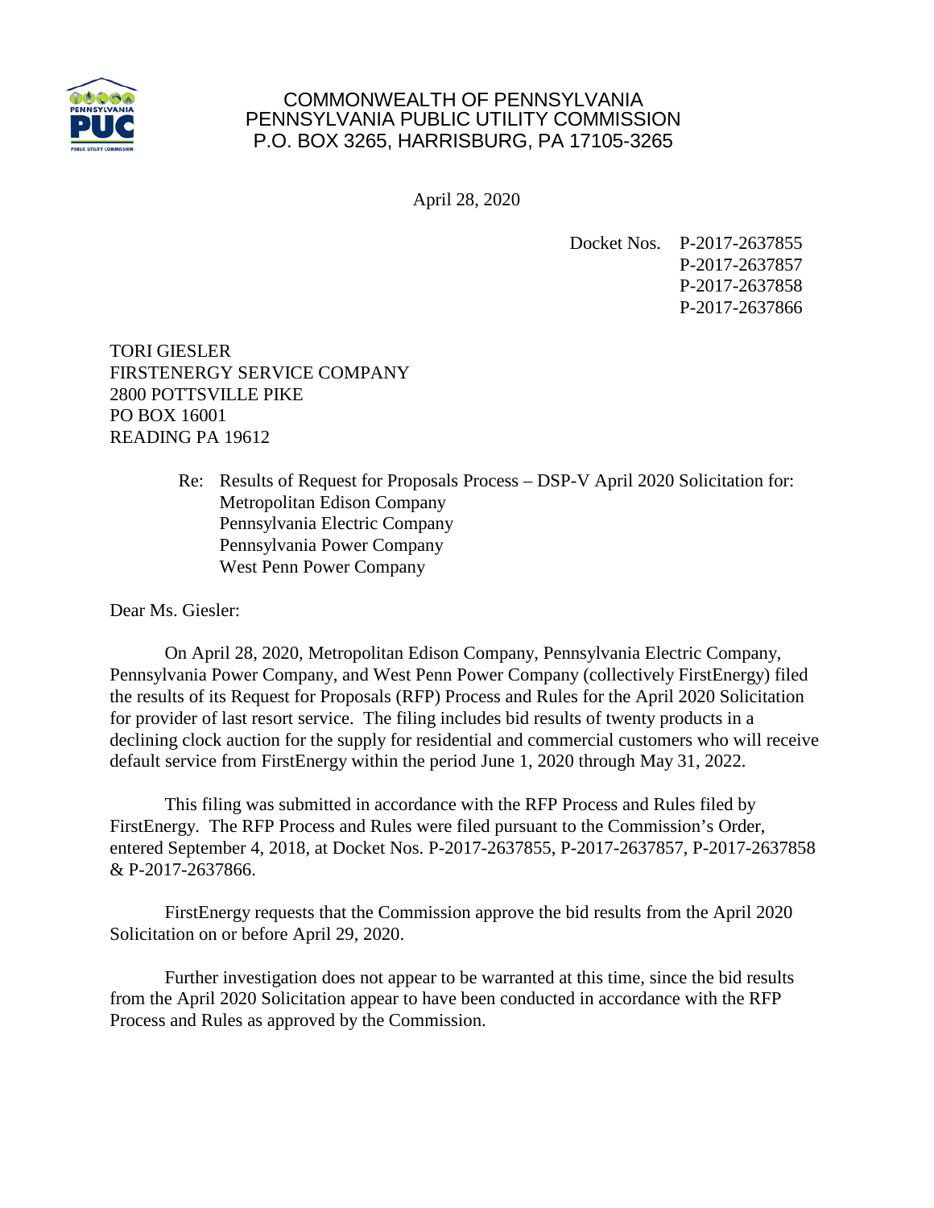COMMONWEALTH OF PENNSYLVANIA
PENNSYLVANIA PUBLIC UTILITY COMMISSION
P.O. BOX 3265, HARRISBURG, PA 17105-3265

April 28, 2020

Docket Nos. P-2017-2637855
P-2017-2637857
P-2017-2637858
P-2017-2637866

TORI GIESLER
FIRSTENERGY SERVICE COMPANY
2800 POTTSVILLE PIKE
PO BOX 16001
READING PA 19612

Re: Results of Request for Proposals Process – DSP-V April 2020 Solicitation for:
Metropolitan Edison Company
Pennsylvania Electric Company
Pennsylvania Power Company
West Penn Power Company

Dear Ms. Giesler:

On April 28, 2020, Metropolitan Edison Company, Pennsylvania Electric Company, Pennsylvania Power Company, and West Penn Power Company (collectively FirstEnergy) filed the results of its Request for Proposals (RFP) Process and Rules for the April 2020 Solicitation for provider of last resort service. The filing includes bid results of twenty products in a declining clock auction for the supply for residential and commercial customers who will receive default service from FirstEnergy within the period June 1, 2020 through May 31, 2022.

This filing was submitted in accordance with the RFP Process and Rules filed by FirstEnergy. The RFP Process and Rules were filed pursuant to the Commission's Order, entered September 4, 2018, at Docket Nos. P-2017-2637855, P-2017-2637857, P-2017-2637858 & P-2017-2637866.

FirstEnergy requests that the Commission approve the bid results from the April 2020 Solicitation on or before April 29, 2020.

Further investigation does not appear to be warranted at this time, since the bid results from the April 2020 Solicitation appear to have been conducted in accordance with the RFP Process and Rules as approved by the Commission.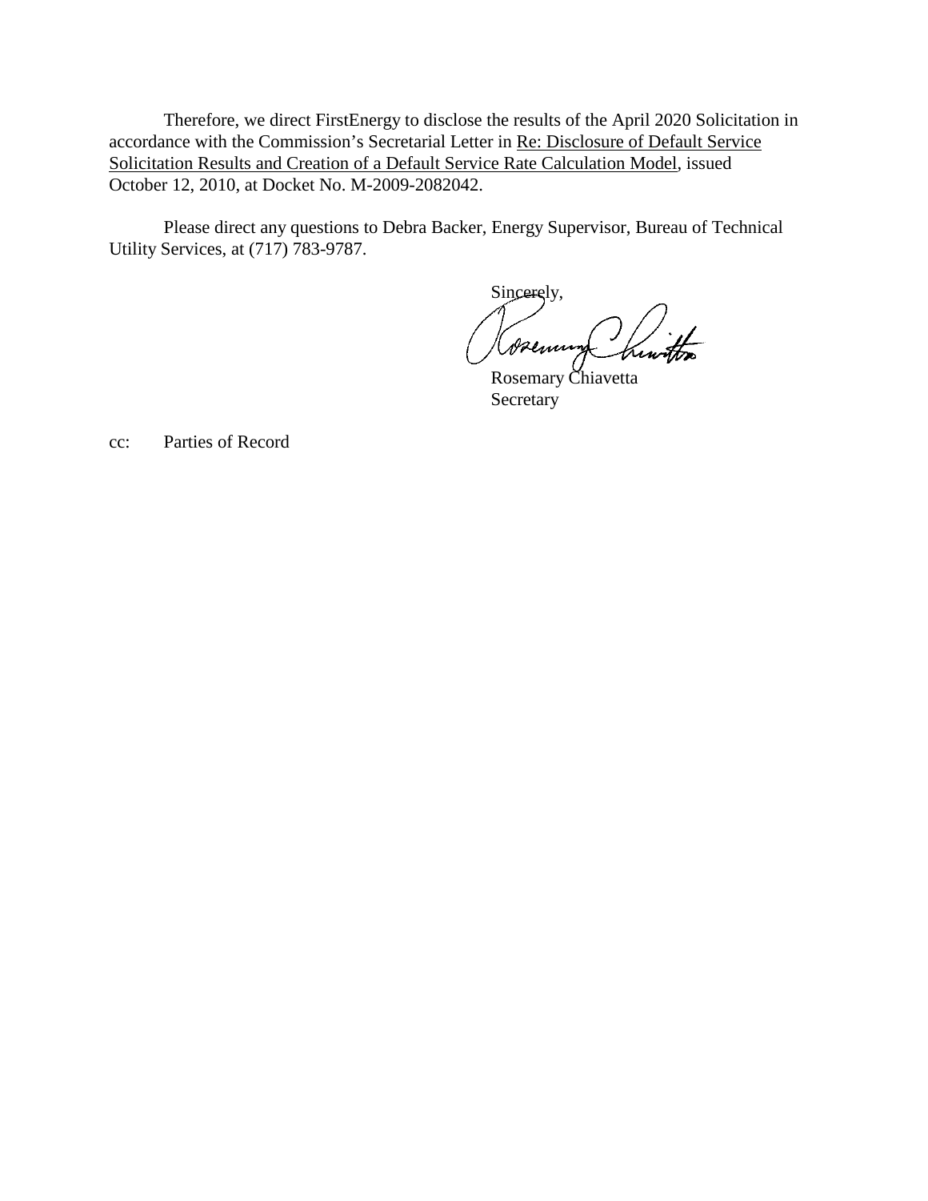Therefore, we direct FirstEnergy to disclose the results of the April 2020 Solicitation in accordance with the Commission's Secretarial Letter in Re: Disclosure of Default Service Solicitation Results and Creation of a Default Service Rate Calculation Model, issued October 12, 2010, at Docket No. M-2009-2082042.

Please direct any questions to Debra Backer, Energy Supervisor, Bureau of Technical Utility Services, at (717) 783-9787.

Sincerely,

Rosemary Chiavetta
Secretary

cc: Parties of Record